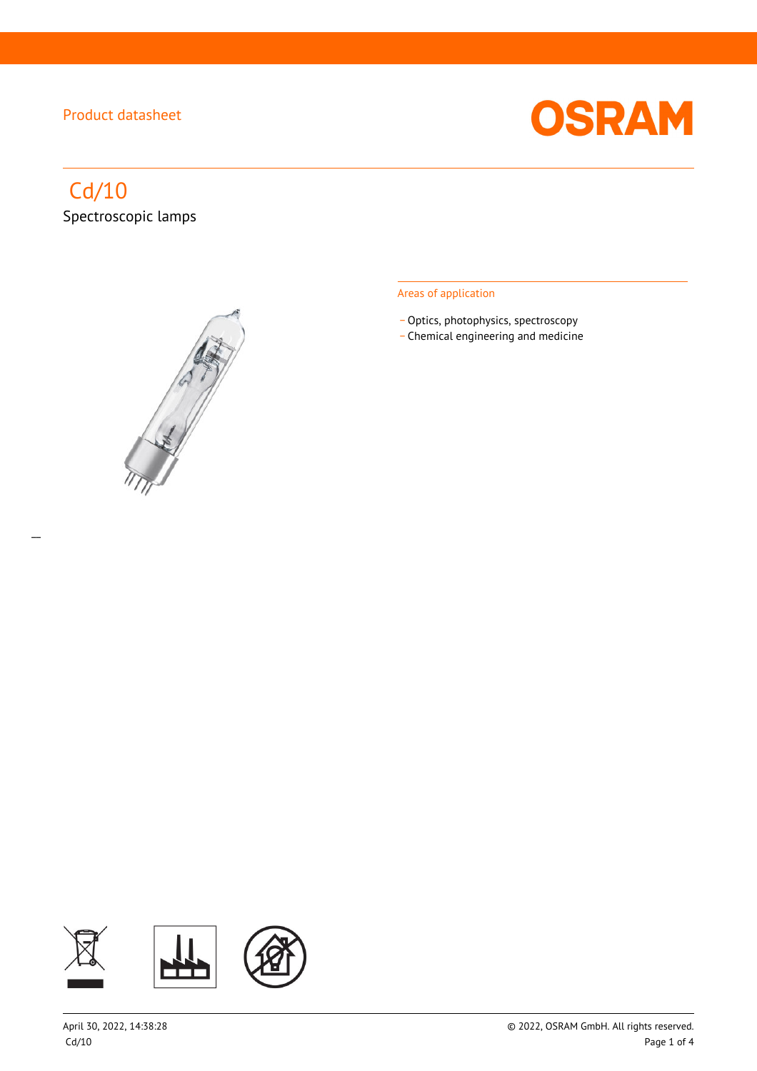Product datasheet

# Cd/10

Spectroscopic lamps

## Areas of application

- Optics, photophysics, spectroscopy
- Chemical engineering and medicine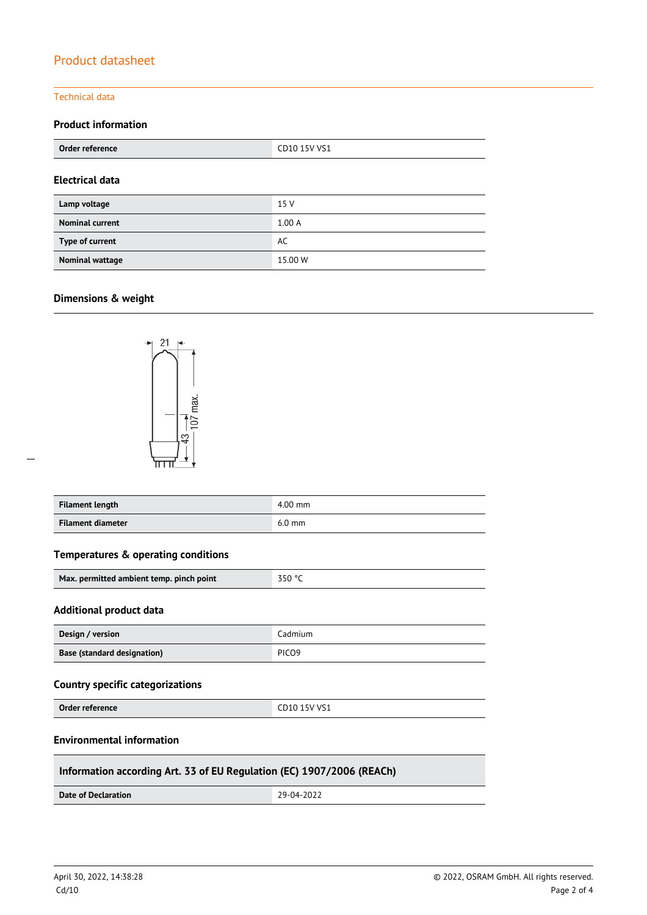Product datasheet

Technical data

### Product information

| Order reference | CD10 15V VS1 |
|---|---|

### Electrical data

| Lamp voltage | 15 V |
|---|---|
| Nominal current | 1.00 A |
| Type of current | AC |
| Nominal wattage | 15.00 W |

### Dimensions & weight

| Filament length | 4.00 mm |
|---|---|
| Filament diameter | 6.0 mm |

### Temperatures & operating conditions

| Max. permitted ambient temp. pinch point | 350 °C |
|---|---|

### Additional product data

| Design / version | Cadmium |
|---|---|
| Base (standard designation) | PICO9 |

### Country specific categorizations

| Order reference | CD10 15V VS1 |
|---|---|

### Environmental information

| Information according Art. 33 of EU Regulation (EC) 1907/2006 (REACh) | |
|---|---|
| Date of Declaration | 29-04-2022 |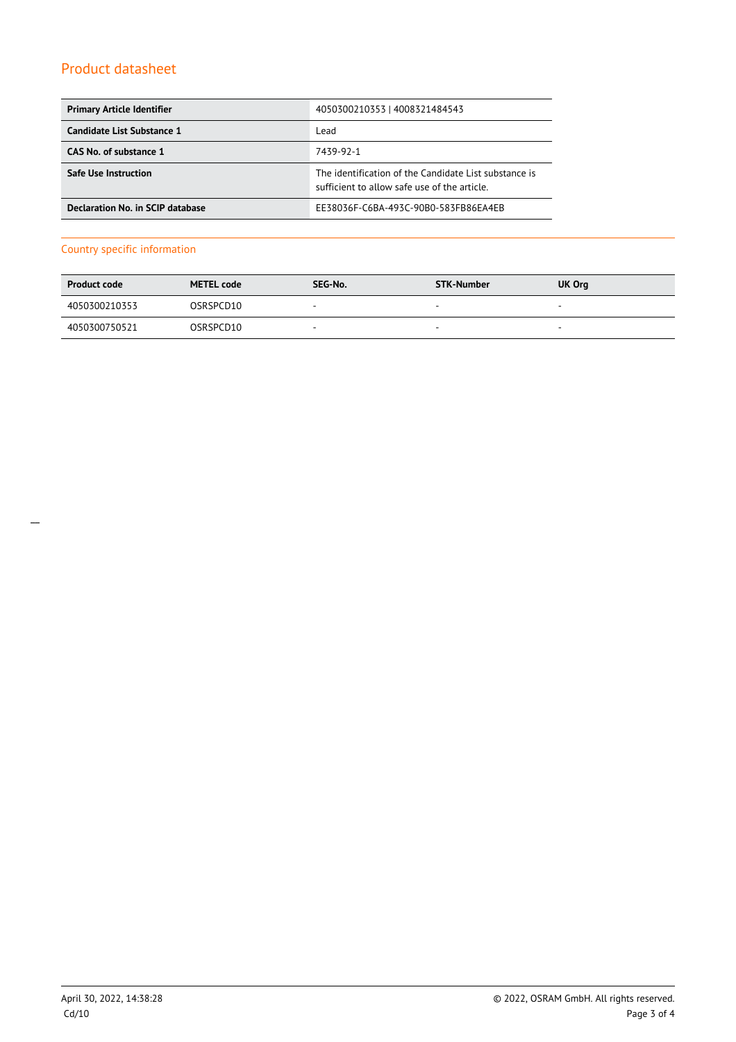## Product datasheet

| Primary Article Identifier | 4050300210353 \| 4008321484543 |
| --- | --- |
| Candidate List Substance 1 | Lead |
| CAS No. of substance 1 | 7439-92-1 |
| Safe Use Instruction | The identification of the Candidate List substance is sufficient to allow safe use of the article. |
| Declaration No. in SCIP database | EE38036F-C6BA-493C-90B0-583FB86EA4EB |

### Country specific information

| Product code | METEL code | SEG-No. | STK-Number | UK Org |
| --- | --- | --- | --- | --- |
| 4050300210353 | OSRSPCD10 | - | - | - |
| 4050300750521 | OSRSPCD10 | - | - | - |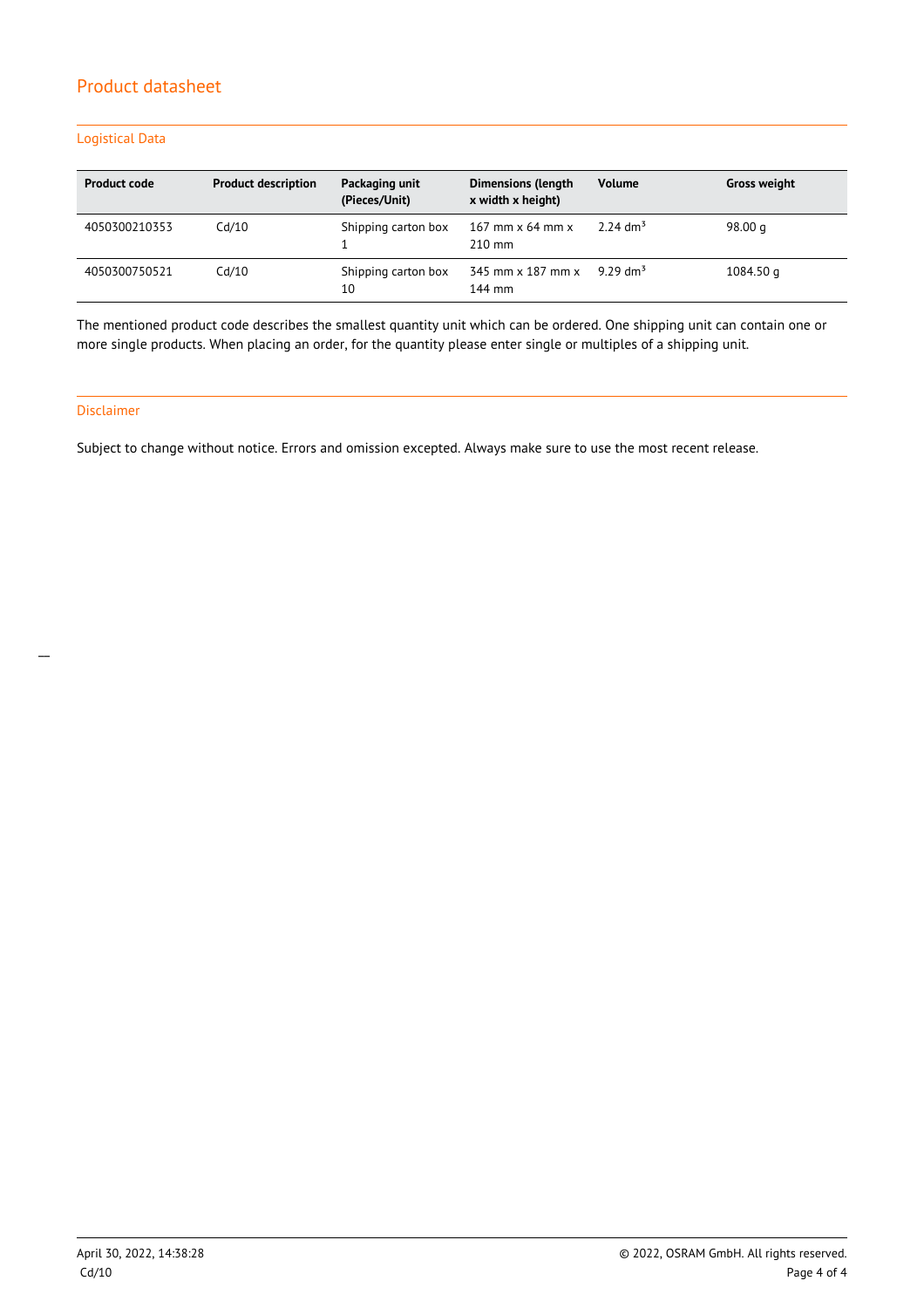## Logistical Data

| Product code | Product description | Packaging unit (Pieces/Unit) | Dimensions (length x width x height) | Volume | Gross weight |
| --- | --- | --- | --- | --- | --- |
| 4050300210353 | Cd/10 | Shipping carton box 1 | 167 mm x 64 mm x 210 mm | 2.24 $dm^3$ | 98.00 g |
| 4050300750521 | Cd/10 | Shipping carton box 10 | 345 mm x 187 mm x 144 mm | 9.29 $dm^3$ | 1084.50 g |

The mentioned product code describes the smallest quantity unit which can be ordered. One shipping unit can contain one or more single products. When placing an order, for the quantity please enter single or multiples of a shipping unit.

## Disclaimer

Subject to change without notice. Errors and omission excepted. Always make sure to use the most recent release.